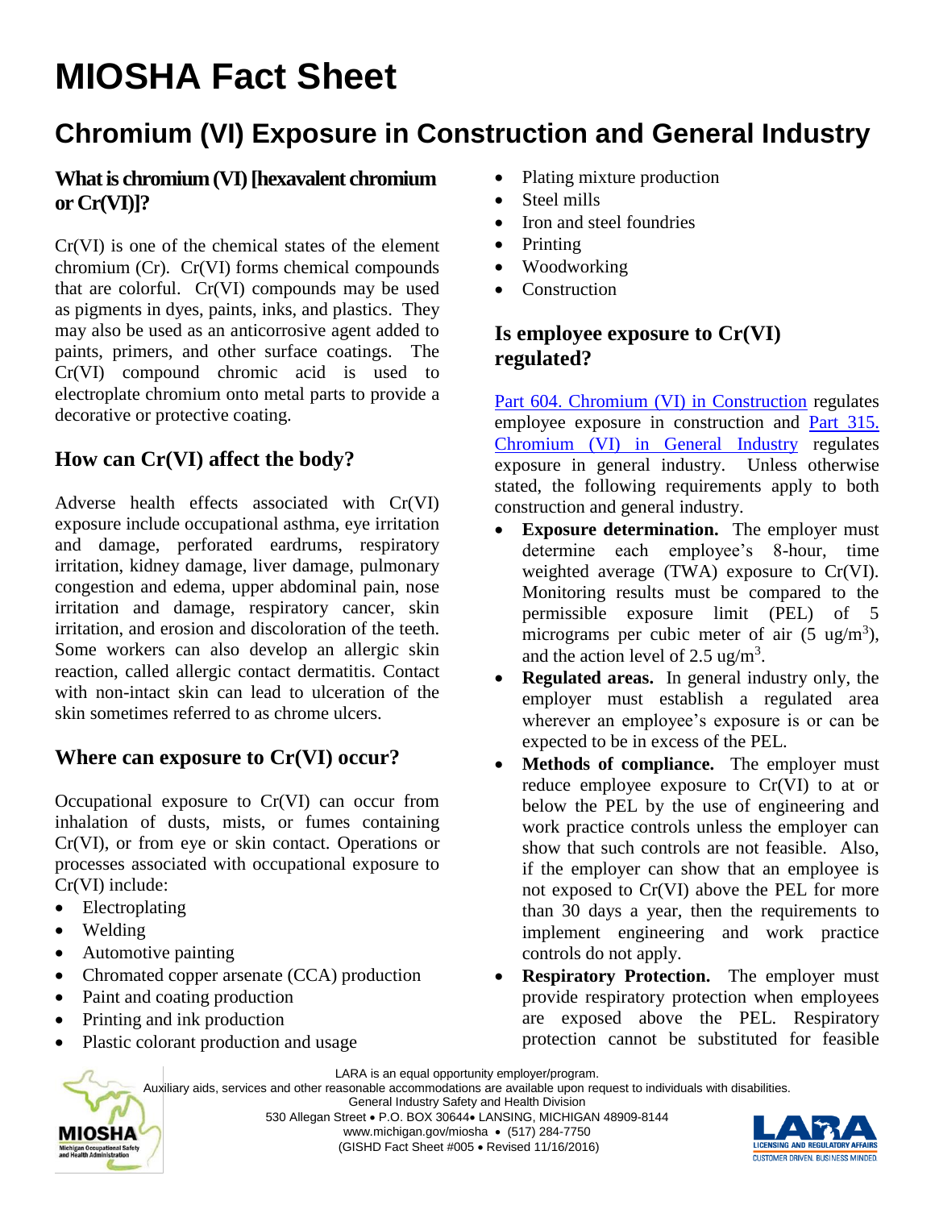# MIOSHA Fact Sheet

## Chromium (VI) Exposure in Construction and General Industry

### What is chromium (VI) [hexavalent chromium or Cr(VI)]?

Cr(VI) is one of the chemical states of the element chromium (Cr). Cr(VI) forms chemical compounds that are colorful. Cr(VI) compounds may be used as pigments in dyes, paints, inks, and plastics. They may also be used as an anticorrosive agent added to paints, primers, and other surface coatings. The Cr(VI) compound chromic acid is used to electroplate chromium onto metal parts to provide a decorative or protective coating.

### How can Cr(VI) affect the body?

Adverse health effects associated with Cr(VI) exposure include occupational asthma, eye irritation and damage, perforated eardrums, respiratory irritation, kidney damage, liver damage, pulmonary congestion and edema, upper abdominal pain, nose irritation and damage, respiratory cancer, skin irritation, and erosion and discoloration of the teeth. Some workers can also develop an allergic skin reaction, called allergic contact dermatitis. Contact with non-intact skin can lead to ulceration of the skin sometimes referred to as chrome ulcers.

### Where can exposure to Cr(VI) occur?

Occupational exposure to Cr(VI) can occur from inhalation of dusts, mists, or fumes containing Cr(VI), or from eye or skin contact. Operations or processes associated with occupational exposure to Cr(VI) include:

- Electroplating
- Welding
- Automotive painting
- Chromated copper arsenate (CCA) production
- Paint and coating production
- Printing and ink production
- Plastic colorant production and usage
- Plating mixture production
- Steel mills
- Iron and steel foundries
- Printing
- Woodworking
- Construction

### Is employee exposure to Cr(VI) regulated?

Part 604. Chromium (VI) in Construction regulates employee exposure in construction and Part 315. Chromium (VI) in General Industry regulates exposure in general industry. Unless otherwise stated, the following requirements apply to both construction and general industry.

- **Exposure determination.** The employer must determine each employee's 8-hour, time weighted average (TWA) exposure to Cr(VI). Monitoring results must be compared to the permissible exposure limit (PEL) of 5 micrograms per cubic meter of air (5 ug/m$^3$), and the action level of 2.5 ug/m$^3$.
- **Regulated areas.** In general industry only, the employer must establish a regulated area wherever an employee's exposure is or can be expected to be in excess of the PEL.
- **Methods of compliance.** The employer must reduce employee exposure to Cr(VI) to at or below the PEL by the use of engineering and work practice controls unless the employer can show that such controls are not feasible. Also, if the employer can show that an employee is not exposed to Cr(VI) above the PEL for more than 30 days a year, then the requirements to implement engineering and work practice controls do not apply.
- **Respiratory Protection.** The employer must provide respiratory protection when employees are exposed above the PEL. Respiratory protection cannot be substituted for feasible

LARA is an equal opportunity employer/program.
Auxiliary aids, services and other reasonable accommodations are available upon request to individuals with disabilities.
General Industry Safety and Health Division
530 Allegan Street • P.O. BOX 30644• LANSING, MICHIGAN 48909-8144
www.michigan.gov/miosha • (517) 284-7750
(GISHD Fact Sheet #005 • Revised 11/16/2016)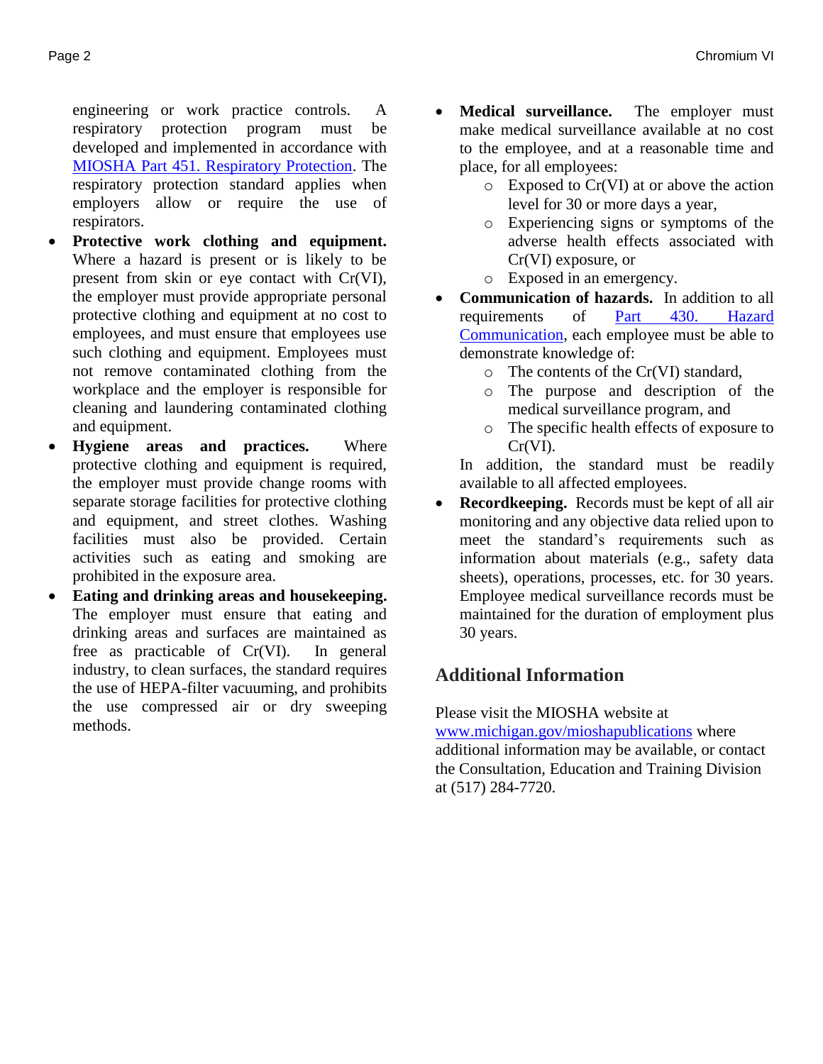engineering or work practice controls. A respiratory protection program must be developed and implemented in accordance with [MIOSHA Part 451. Respiratory Protection](). The respiratory protection standard applies when employers allow or require the use of respirators.

- **Protective work clothing and equipment.** Where a hazard is present or is likely to be present from skin or eye contact with Cr(VI), the employer must provide appropriate personal protective clothing and equipment at no cost to employees, and must ensure that employees use such clothing and equipment. Employees must not remove contaminated clothing from the workplace and the employer is responsible for cleaning and laundering contaminated clothing and equipment.
- **Hygiene areas and practices.** Where protective clothing and equipment is required, the employer must provide change rooms with separate storage facilities for protective clothing and equipment, and street clothes. Washing facilities must also be provided. Certain activities such as eating and smoking are prohibited in the exposure area.
- **Eating and drinking areas and housekeeping.** The employer must ensure that eating and drinking areas and surfaces are maintained as free as practicable of Cr(VI). In general industry, to clean surfaces, the standard requires the use of HEPA-filter vacuuming, and prohibits the use compressed air or dry sweeping methods.
- **Medical surveillance.** The employer must make medical surveillance available at no cost to the employee, and at a reasonable time and place, for all employees:
  - Exposed to Cr(VI) at or above the action level for 30 or more days a year,
  - Experiencing signs or symptoms of the adverse health effects associated with Cr(VI) exposure, or
  - Exposed in an emergency.
- **Communication of hazards.** In addition to all requirements of [Part 430. Hazard Communication](), each employee must be able to demonstrate knowledge of:
  - The contents of the Cr(VI) standard,
  - The purpose and description of the medical surveillance program, and
  - The specific health effects of exposure to Cr(VI).

  In addition, the standard must be readily available to all affected employees.
- **Recordkeeping.** Records must be kept of all air monitoring and any objective data relied upon to meet the standard's requirements such as information about materials (e.g., safety data sheets), operations, processes, etc. for 30 years. Employee medical surveillance records must be maintained for the duration of employment plus 30 years.

## Additional Information

Please visit the MIOSHA website at [www.michigan.gov/mioshapublications]() where additional information may be available, or contact the Consultation, Education and Training Division at (517) 284-7720.